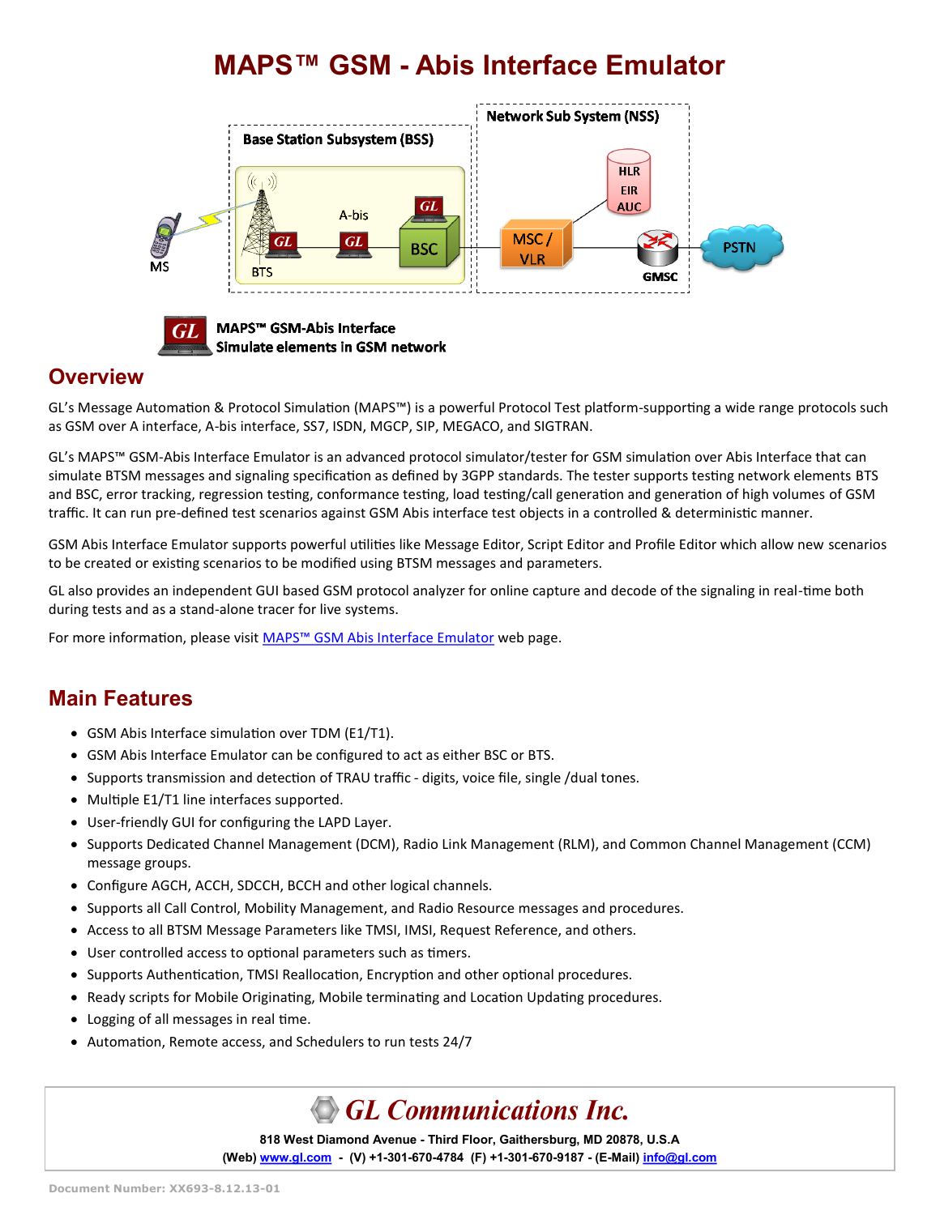# MAPS™ GSM - Abis Interface Emulator

MAPS™ GSM-Abis Interface
Simulate elements in GSM network

## Overview

GL's Message Automation & Protocol Simulation (MAPS™) is a powerful Protocol Test platform-supporting a wide range protocols such as GSM over A interface, A-bis interface, SS7, ISDN, MGCP, SIP, MEGACO, and SIGTRAN.

GL's MAPS™ GSM-Abis Interface Emulator is an advanced protocol simulator/tester for GSM simulation over Abis Interface that can simulate BTSM messages and signaling specification as defined by 3GPP standards. The tester supports testing network elements BTS and BSC, error tracking, regression testing, conformance testing, load testing/call generation and generation of high volumes of GSM traffic. It can run pre-defined test scenarios against GSM Abis interface test objects in a controlled & deterministic manner.

GSM Abis Interface Emulator supports powerful utilities like Message Editor, Script Editor and Profile Editor which allow new scenarios to be created or existing scenarios to be modified using BTSM messages and parameters.

GL also provides an independent GUI based GSM protocol analyzer for online capture and decode of the signaling in real-time both during tests and as a stand-alone tracer for live systems.

For more information, please visit [MAPS™ GSM Abis Interface Emulator](#) web page.

## Main Features

- GSM Abis Interface simulation over TDM (E1/T1).
- GSM Abis Interface Emulator can be configured to act as either BSC or BTS.
- Supports transmission and detection of TRAU traffic - digits, voice file, single /dual tones.
- Multiple E1/T1 line interfaces supported.
- User-friendly GUI for configuring the LAPD Layer.
- Supports Dedicated Channel Management (DCM), Radio Link Management (RLM), and Common Channel Management (CCM) message groups.
- Configure AGCH, ACCH, SDCCH, BCCH and other logical channels.
- Supports all Call Control, Mobility Management, and Radio Resource messages and procedures.
- Access to all BTSM Message Parameters like TMSI, IMSI, Request Reference, and others.
- User controlled access to optional parameters such as timers.
- Supports Authentication, TMSI Reallocation, Encryption and other optional procedures.
- Ready scripts for Mobile Originating, Mobile terminating and Location Updating procedures.
- Logging of all messages in real time.
- Automation, Remote access, and Schedulers to run tests 24/7

**GL Communications Inc.**

**818 West Diamond Avenue - Third Floor, Gaithersburg, MD 20878, U.S.A**
**(Web) www.gl.com - (V) +1-301-670-4784 (F) +1-301-670-9187 - (E-Mail) info@gl.com**

Document Number: XX693-8.12.13-01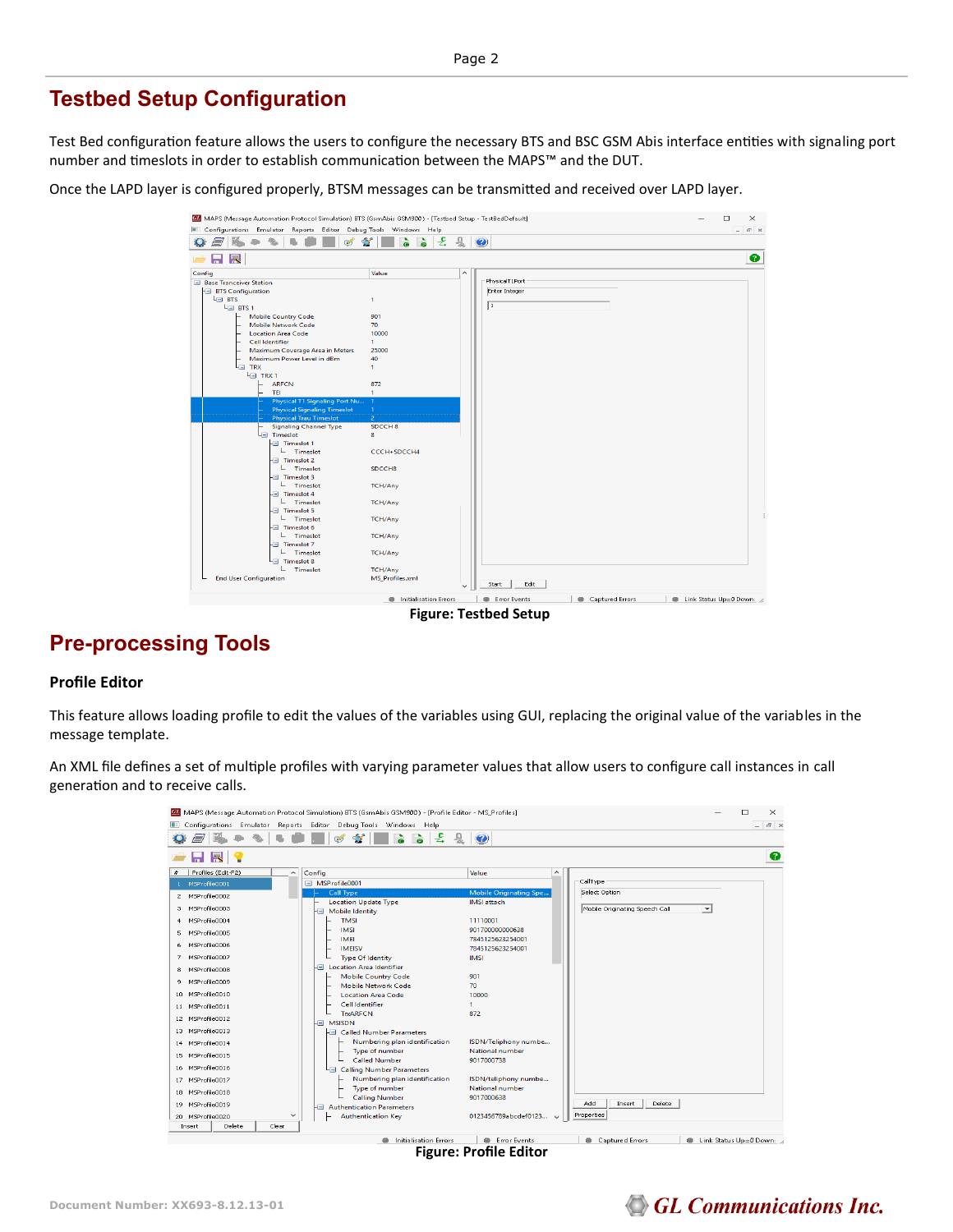# Testbed Setup Configuration

Test Bed configuration feature allows the users to configure the necessary BTS and BSC GSM Abis interface entities with signaling port number and timeslots in order to establish communication between the MAPS™ and the DUT.

Once the LAPD layer is configured properly, BTSM messages can be transmitted and received over LAPD layer.

**Figure: Testbed Setup**

# Pre-processing Tools

### Profile Editor

This feature allows loading profile to edit the values of the variables using GUI, replacing the original value of the variables in the message template.

An XML file defines a set of multiple profiles with varying parameter values that allow users to configure call instances in call generation and to receive calls.

**Figure: Profile Editor**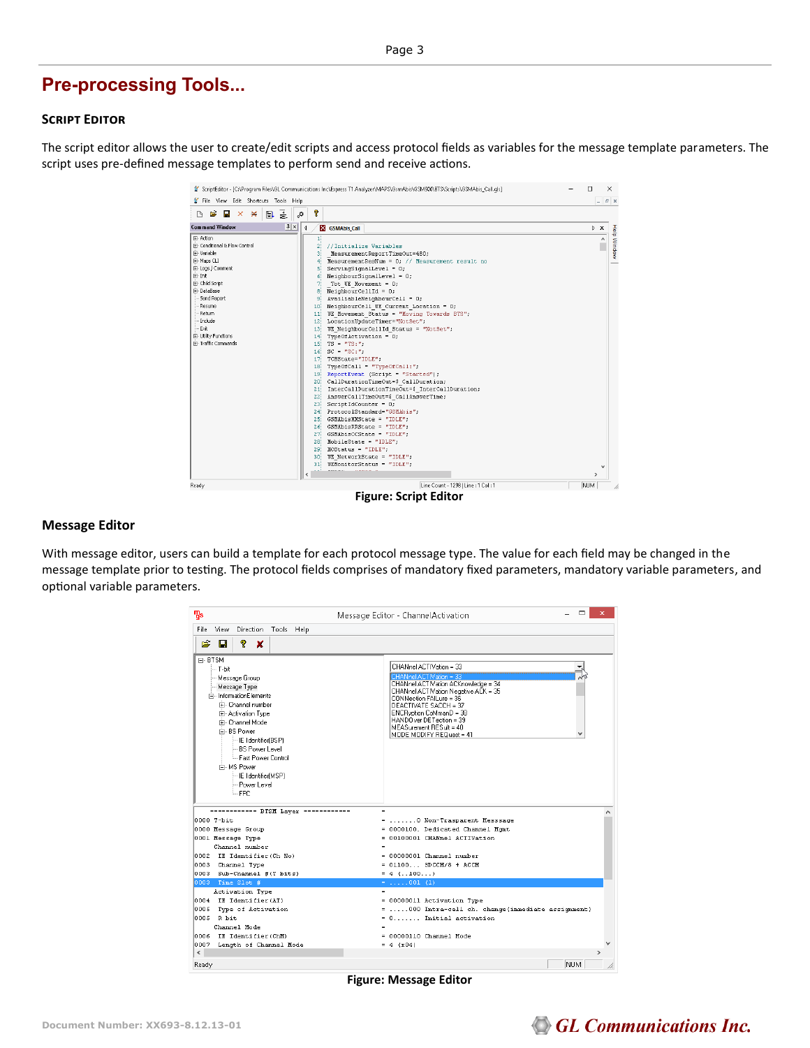# Pre-processing Tools...

## Script Editor

The script editor allows the user to create/edit scripts and access protocol fields as variables for the message template parameters. The script uses pre-defined message templates to perform send and receive actions.

**Figure: Script Editor**

## Message Editor

With message editor, users can build a template for each protocol message type. The value for each field may be changed in the message template prior to testing. The protocol fields comprises of mandatory fixed parameters, mandatory variable parameters, and optional variable parameters.

**Figure: Message Editor**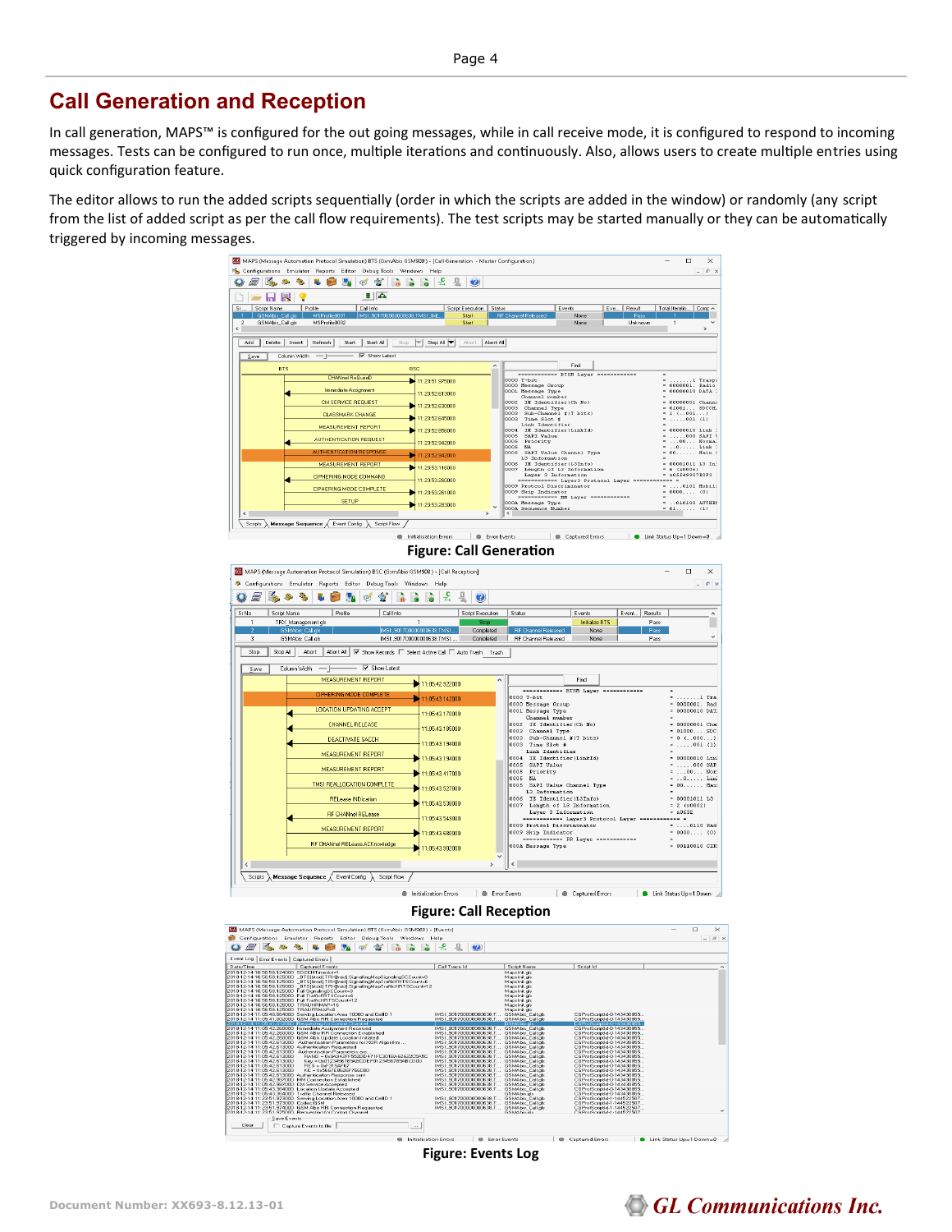# Call Generation and Reception

In call generation, MAPS™ is configured for the out going messages, while in call receive mode, it is configured to respond to incoming messages. Tests can be configured to run once, multiple iterations and continuously. Also, allows users to create multiple entries using quick configuration feature.

The editor allows to run the added scripts sequentially (order in which the scripts are added in the window) or randomly (any script from the list of added script as per the call flow requirements). The test scripts may be started manually or they can be automatically triggered by incoming messages.

Figure: Call Generation

Figure: Call Reception

Figure: Events Log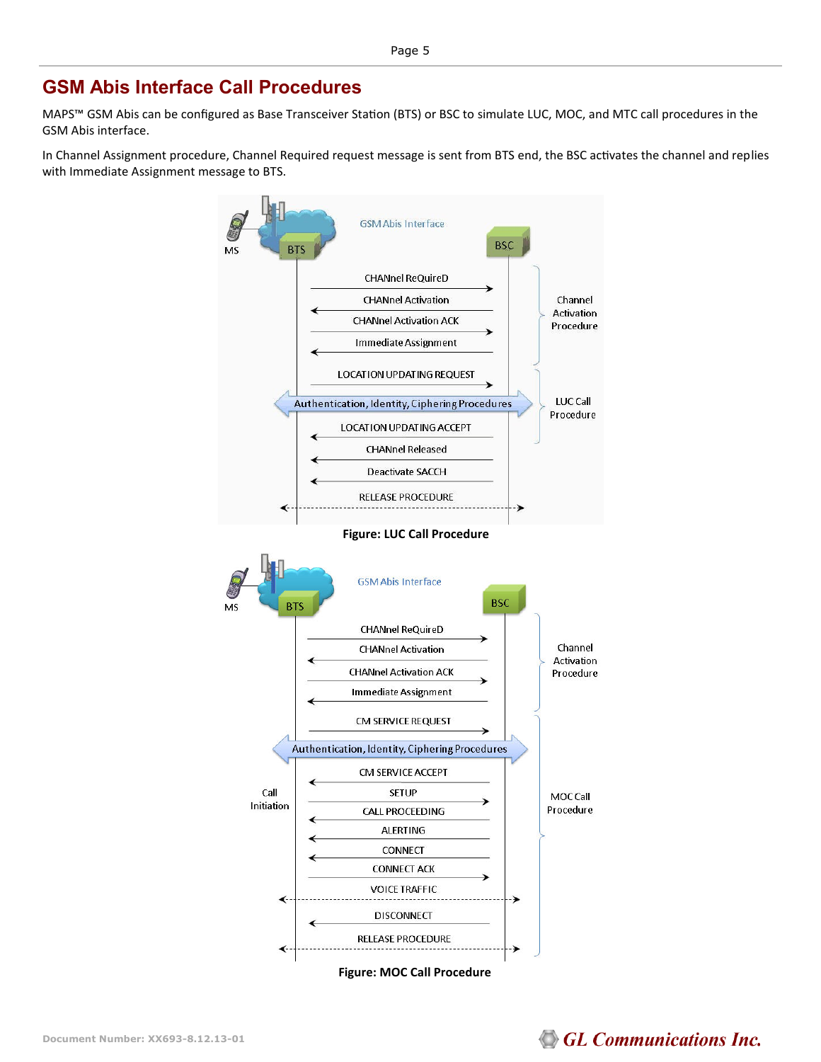# GSM Abis Interface Call Procedures

MAPS™ GSM Abis can be configured as Base Transceiver Station (BTS) or BSC to simulate LUC, MOC, and MTC call procedures in the GSM Abis interface.

In Channel Assignment procedure, Channel Required request message is sent from BTS end, the BSC activates the channel and replies with Immediate Assignment message to BTS.

**Figure: LUC Call Procedure**

**Figure: MOC Call Procedure**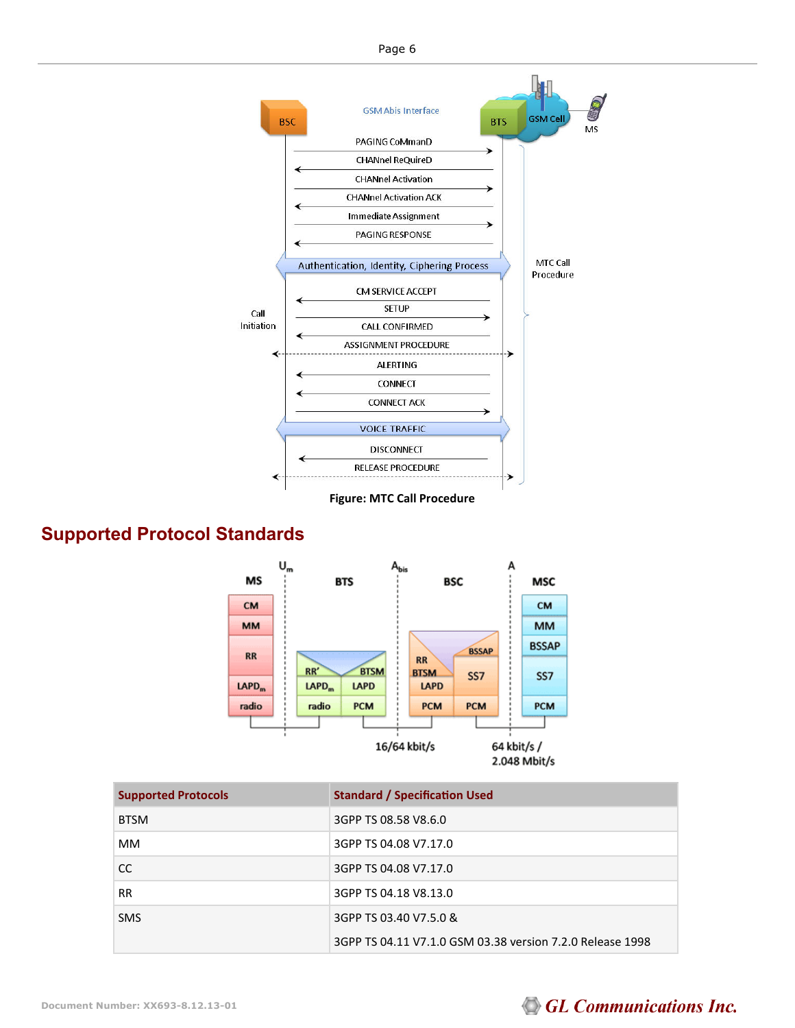Figure: MTC Call Procedure

## Supported Protocol Standards

| Supported Protocols | Standard / Specification Used |
| --- | --- |
| BTSM | 3GPP TS 08.58 V8.6.0 |
| MM | 3GPP TS 04.08 V7.17.0 |
| CC | 3GPP TS 04.08 V7.17.0 |
| RR | 3GPP TS 04.18 V8.13.0 |
| SMS | 3GPP TS 03.40 V7.5.0 & 3GPP TS 04.11 V7.1.0 GSM 03.38 version 7.2.0 Release 1998 |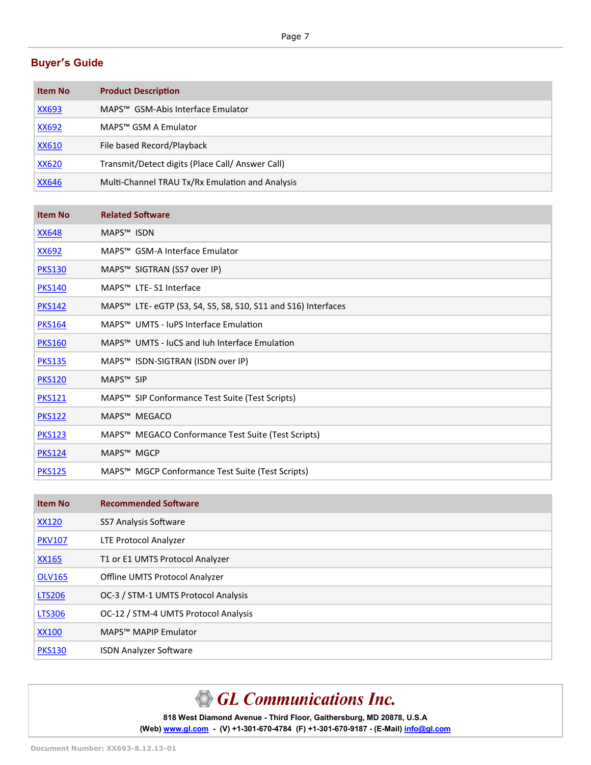## Buyer's Guide

| Item No | Product Description |
|---|---|
| XX693 | MAPS™ GSM-Abis Interface Emulator |
| XX692 | MAPS™ GSM A Emulator |
| XX610 | File based Record/Playback |
| XX620 | Transmit/Detect digits (Place Call/ Answer Call) |
| XX646 | Multi-Channel TRAU Tx/Rx Emulation and Analysis |

| Item No | Related Software |
|---|---|
| XX648 | MAPS™ ISDN |
| XX692 | MAPS™ GSM-A Interface Emulator |
| PKS130 | MAPS™ SIGTRAN (SS7 over IP) |
| PKS140 | MAPS™ LTE- S1 Interface |
| PKS142 | MAPS™ LTE- eGTP (S3, S4, S5, S8, S10, S11 and S16) Interfaces |
| PKS164 | MAPS™ UMTS - IuPS Interface Emulation |
| PKS160 | MAPS™ UMTS - IuCS and Iuh Interface Emulation |
| PKS135 | MAPS™ ISDN-SIGTRAN (ISDN over IP) |
| PKS120 | MAPS™ SIP |
| PKS121 | MAPS™ SIP Conformance Test Suite (Test Scripts) |
| PKS122 | MAPS™ MEGACO |
| PKS123 | MAPS™ MEGACO Conformance Test Suite (Test Scripts) |
| PKS124 | MAPS™ MGCP |
| PKS125 | MAPS™ MGCP Conformance Test Suite (Test Scripts) |

| Item No | Recommended Software |
|---|---|
| XX120 | SS7 Analysis Software |
| PKV107 | LTE Protocol Analyzer |
| XX165 | T1 or E1 UMTS Protocol Analyzer |
| OLV165 | Offline UMTS Protocol Analyzer |
| LTS206 | OC-3 / STM-1 UMTS Protocol Analysis |
| LTS306 | OC-12 / STM-4 UMTS Protocol Analysis |
| XX100 | MAPS™ MAPIP Emulator |
| PKS130 | ISDN Analyzer Software |

**GL Communications Inc.**

818 West Diamond Avenue - Third Floor, Gaithersburg, MD 20878, U.S.A

(Web) www.gl.com - (V) +1-301-670-4784 (F) +1-301-670-9187 - (E-Mail) info@gl.com

Document Number: XX693-8.12.13-01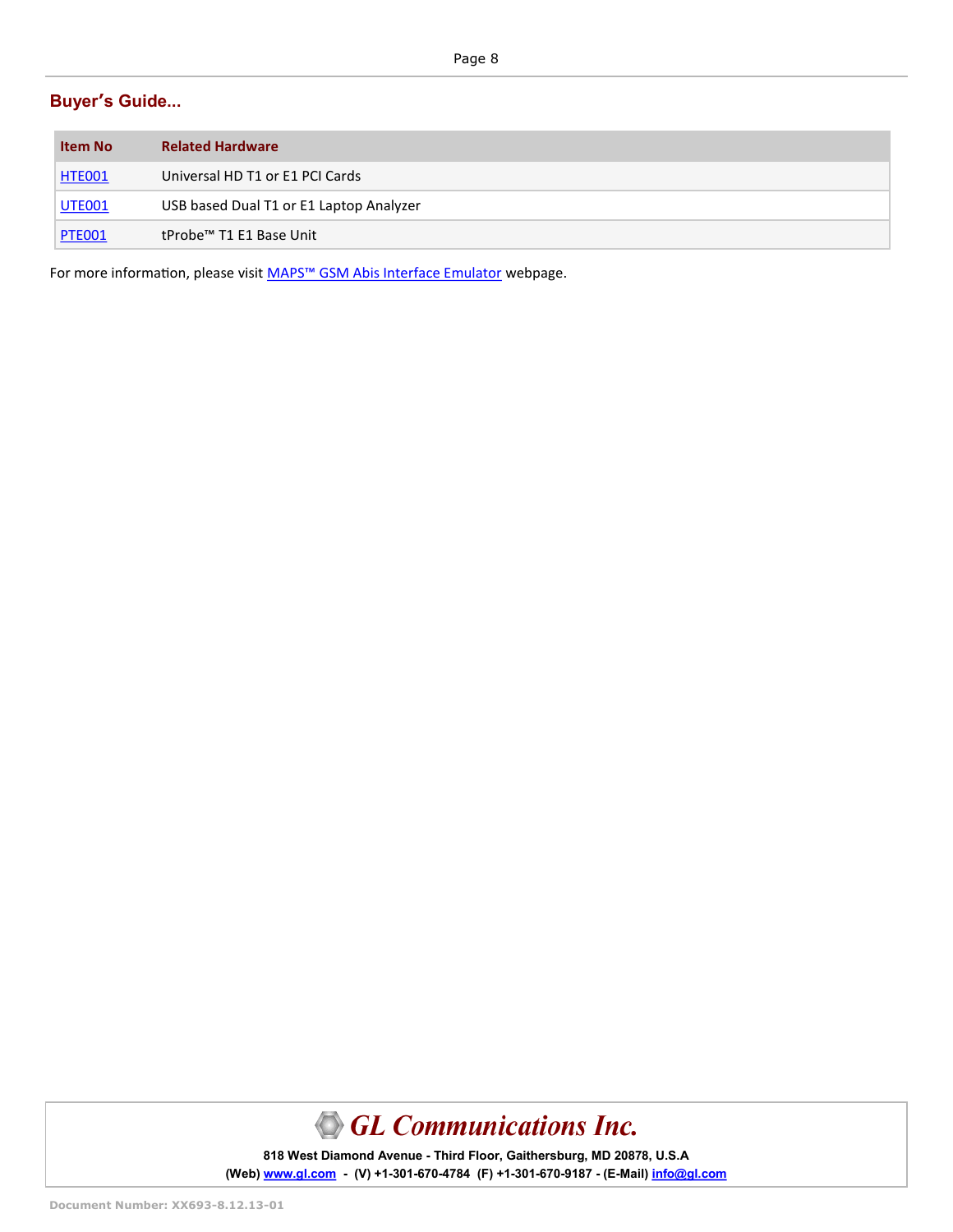## Buyer's Guide...

| Item No | Related Hardware |
| --- | --- |
| HTE001 | Universal HD T1 or E1 PCI Cards |
| UTE001 | USB based Dual T1 or E1 Laptop Analyzer |
| PTE001 | tProbe™ T1 E1 Base Unit |

For more information, please visit MAPS™ GSM Abis Interface Emulator webpage.

**GL Communications Inc.**

**818 West Diamond Avenue - Third Floor, Gaithersburg, MD 20878, U.S.A**

**(Web) www.gl.com - (V) +1-301-670-4784 (F) +1-301-670-9187 - (E-Mail) info@gl.com**

Document Number: XX693-8.12.13-01